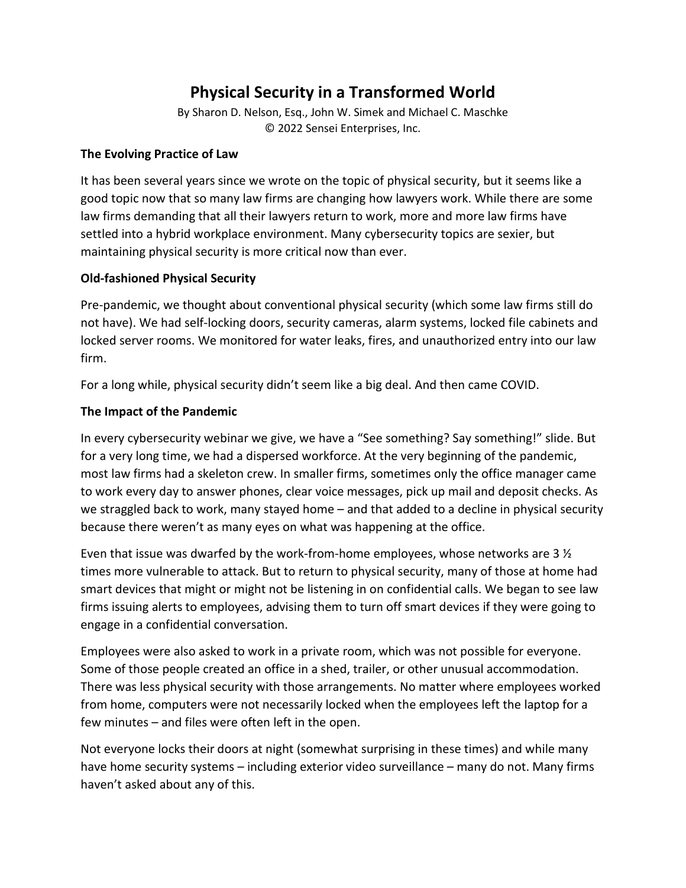# Physical Security in a Transformed World

By Sharon D. Nelson, Esq., John W. Simek and Michael C. Maschke
© 2022 Sensei Enterprises, Inc.

**The Evolving Practice of Law**

It has been several years since we wrote on the topic of physical security, but it seems like a good topic now that so many law firms are changing how lawyers work. While there are some law firms demanding that all their lawyers return to work, more and more law firms have settled into a hybrid workplace environment. Many cybersecurity topics are sexier, but maintaining physical security is more critical now than ever.

**Old-fashioned Physical Security**

Pre-pandemic, we thought about conventional physical security (which some law firms still do not have). We had self-locking doors, security cameras, alarm systems, locked file cabinets and locked server rooms. We monitored for water leaks, fires, and unauthorized entry into our law firm.

For a long while, physical security didn't seem like a big deal. And then came COVID.

**The Impact of the Pandemic**

In every cybersecurity webinar we give, we have a "See something? Say something!" slide. But for a very long time, we had a dispersed workforce. At the very beginning of the pandemic, most law firms had a skeleton crew. In smaller firms, sometimes only the office manager came to work every day to answer phones, clear voice messages, pick up mail and deposit checks. As we straggled back to work, many stayed home – and that added to a decline in physical security because there weren't as many eyes on what was happening at the office.

Even that issue was dwarfed by the work-from-home employees, whose networks are 3 ½ times more vulnerable to attack. But to return to physical security, many of those at home had smart devices that might or might not be listening in on confidential calls. We began to see law firms issuing alerts to employees, advising them to turn off smart devices if they were going to engage in a confidential conversation.

Employees were also asked to work in a private room, which was not possible for everyone. Some of those people created an office in a shed, trailer, or other unusual accommodation. There was less physical security with those arrangements. No matter where employees worked from home, computers were not necessarily locked when the employees left the laptop for a few minutes – and files were often left in the open.

Not everyone locks their doors at night (somewhat surprising in these times) and while many have home security systems – including exterior video surveillance – many do not. Many firms haven't asked about any of this.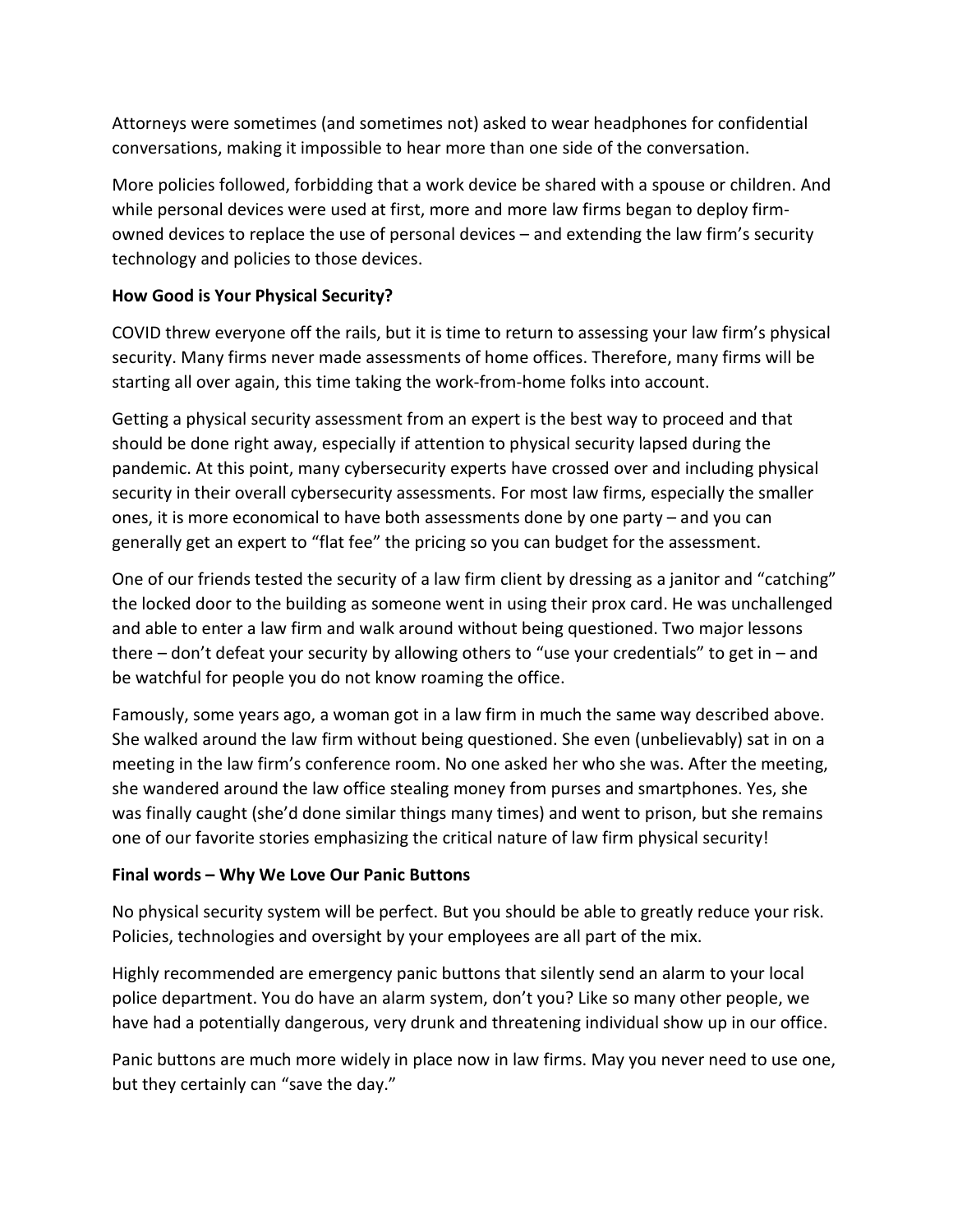Attorneys were sometimes (and sometimes not) asked to wear headphones for confidential conversations, making it impossible to hear more than one side of the conversation.

More policies followed, forbidding that a work device be shared with a spouse or children. And while personal devices were used at first, more and more law firms began to deploy firm-owned devices to replace the use of personal devices – and extending the law firm's security technology and policies to those devices.

**How Good is Your Physical Security?**

COVID threw everyone off the rails, but it is time to return to assessing your law firm's physical security. Many firms never made assessments of home offices. Therefore, many firms will be starting all over again, this time taking the work-from-home folks into account.

Getting a physical security assessment from an expert is the best way to proceed and that should be done right away, especially if attention to physical security lapsed during the pandemic. At this point, many cybersecurity experts have crossed over and including physical security in their overall cybersecurity assessments. For most law firms, especially the smaller ones, it is more economical to have both assessments done by one party – and you can generally get an expert to "flat fee" the pricing so you can budget for the assessment.

One of our friends tested the security of a law firm client by dressing as a janitor and "catching" the locked door to the building as someone went in using their prox card. He was unchallenged and able to enter a law firm and walk around without being questioned. Two major lessons there – don't defeat your security by allowing others to "use your credentials" to get in – and be watchful for people you do not know roaming the office.

Famously, some years ago, a woman got in a law firm in much the same way described above. She walked around the law firm without being questioned. She even (unbelievably) sat in on a meeting in the law firm's conference room. No one asked her who she was. After the meeting, she wandered around the law office stealing money from purses and smartphones. Yes, she was finally caught (she'd done similar things many times) and went to prison, but she remains one of our favorite stories emphasizing the critical nature of law firm physical security!

**Final words – Why We Love Our Panic Buttons**

No physical security system will be perfect. But you should be able to greatly reduce your risk. Policies, technologies and oversight by your employees are all part of the mix.

Highly recommended are emergency panic buttons that silently send an alarm to your local police department. You do have an alarm system, don't you? Like so many other people, we have had a potentially dangerous, very drunk and threatening individual show up in our office.

Panic buttons are much more widely in place now in law firms. May you never need to use one, but they certainly can "save the day."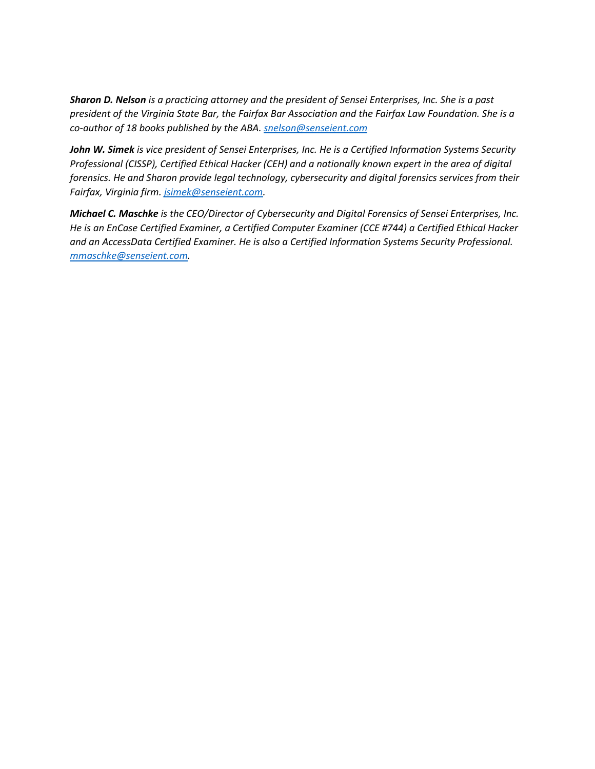***Sharon D. Nelson*** *is a practicing attorney and the president of Sensei Enterprises, Inc. She is a past president of the Virginia State Bar, the Fairfax Bar Association and the Fairfax Law Foundation. She is a co-author of 18 books published by the ABA.* *snelson@senseient.com*

***John W. Simek*** *is vice president of Sensei Enterprises, Inc. He is a Certified Information Systems Security Professional (CISSP), Certified Ethical Hacker (CEH) and a nationally known expert in the area of digital forensics. He and Sharon provide legal technology, cybersecurity and digital forensics services from their Fairfax, Virginia firm.* *jsimek@senseient.com.*

***Michael C. Maschke*** *is the CEO/Director of Cybersecurity and Digital Forensics of Sensei Enterprises, Inc. He is an EnCase Certified Examiner, a Certified Computer Examiner (CCE #744) a Certified Ethical Hacker and an AccessData Certified Examiner. He is also a Certified Information Systems Security Professional.* *mmaschke@senseient.com.*